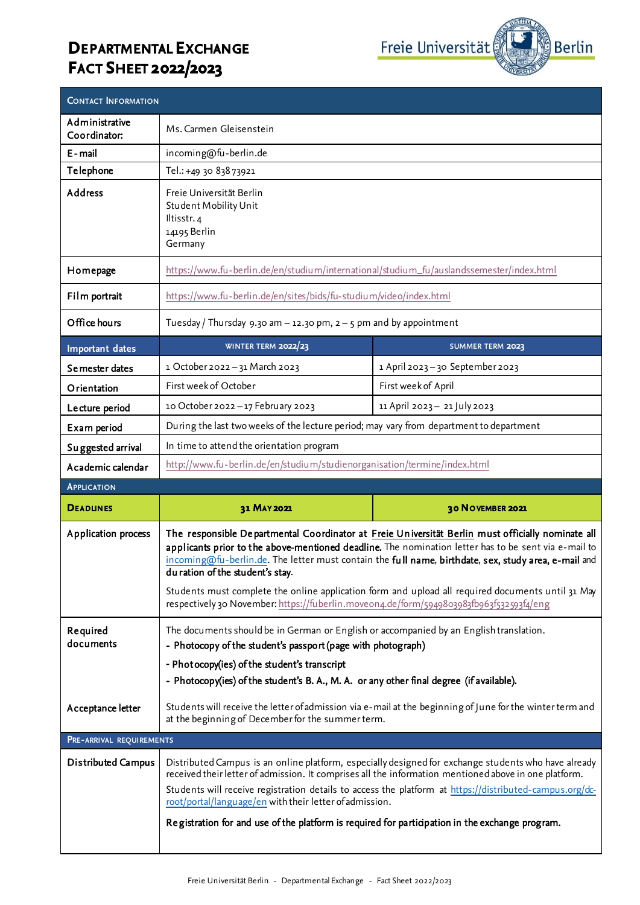# Departmental Exchange Fact Sheet 2022/2023

Freie Universität Berlin

| Contact Information | | |
|---|---|---|
| Administrative Coordinator: | Ms. Carmen Gleisenstein | |
| E-mail | incoming@fu-berlin.de | |
| Telephone | Tel.: +49 30 838 73921 | |
| Address | Freie Universität Berlin<br>Student Mobility Unit<br>Iltisstr. 4<br>14195 Berlin<br>Germany | |
| Homepage | https://www.fu-berlin.de/en/studium/international/studium_fu/auslandssemester/index.html | |
| Film portrait | https://www.fu-berlin.de/en/sites/bids/fu-studium/video/index.html | |
| Office hours | Tuesday / Thursday 9.30 am – 12.30 pm, 2 – 5 pm and by appointment | |
| **Important dates** | **WINTER TERM 2022/23** | **SUMMER TERM 2023** |
| Semester dates | 1 October 2022 – 31 March 2023 | 1 April 2023 – 30 September 2023 |
| Orientation | First week of October | First week of April |
| Lecture period | 10 October 2022 – 17 February 2023 | 11 April 2023 – 21 July 2023 |
| Exam period | During the last two weeks of the lecture period; may vary from department to department | |
| Suggested arrival | In time to attend the orientation program | |
| Academic calendar | http://www.fu-berlin.de/en/studium/studienorganisation/termine/index.html | |
| **Application** | | |
| **Deadlines** | **31 May 2021** | **30 November 2021** |
| Application process | **The responsible Departmental Coordinator at Freie Universität Berlin must officially nominate all applicants prior to the above-mentioned deadline.** The nomination letter has to be sent via e-mail to incoming@fu-berlin.de. The letter must contain the **full name**, **birthdate**, **sex**, **study area**, **e-mail** and **duration of the student's stay**.<br><br>Students must complete the online application form and upload all required documents until 31 May respectively 30 November: https://fuberlin.moveon4.de/form/5949803983fb963f532593f4/eng | |
| Required documents | The documents should be in German or English or accompanied by an English translation.<br>- **Photocopy of the student's passport (page with photograph)**<br>- **Photocopy(ies) of the student's transcript**<br>- **Photocopy(ies) of the student's B. A., M. A. or any other final degree (if available).** | |
| Acceptance letter | Students will receive the letter of admission via e-mail at the beginning of June for the winter term and at the beginning of December for the summer term. | |
| **Pre-arrival requirements** | | |
| Distributed Campus | Distributed Campus is an online platform, especially designed for exchange students who have already received their letter of admission. It comprises all the information mentioned above in one platform.<br><br>Students will receive registration details to access the platform at https://distributed-campus.org/dc-root/portal/language/en with their letter of admission.<br><br>**Registration for and use of the platform is required for participation in the exchange program.** | |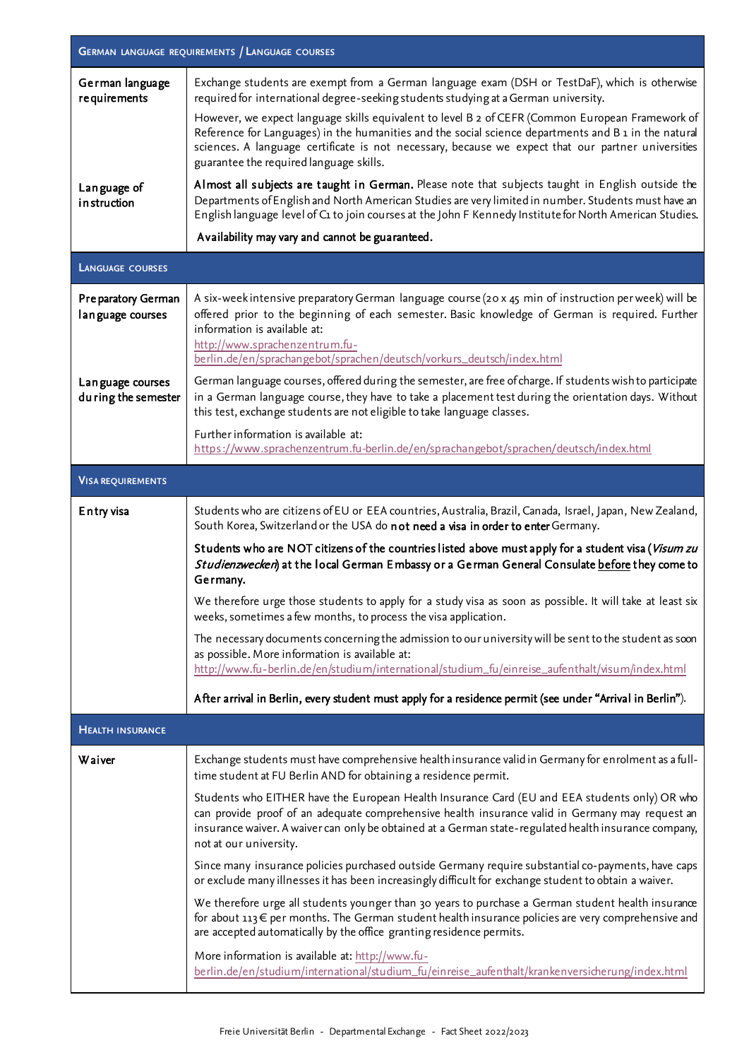## German language requirements / Language courses

| | |
|---|---|
| German language requirements | Exchange students are exempt from a German language exam (DSH or TestDaF), which is otherwise required for international degree-seeking students studying at a German university.<br><br>However, we expect language skills equivalent to level B 2 of CEFR (Common European Framework of Reference for Languages) in the humanities and the social science departments and B 1 in the natural sciences. A language certificate is not necessary, because we expect that our partner universities guarantee the required language skills. |
| Language of instruction | **Almost all subjects are taught in German.** Please note that subjects taught in English outside the Departments of English and North American Studies are very limited in number. Students must have an English language level of C1 to join courses at the John F Kennedy Institute for North American Studies.<br><br>**Availability may vary and cannot be guaranteed.** |

## Language courses

| | |
|---|---|
| Preparatory German language courses | A six-week intensive preparatory German language course (20 x 45 min of instruction per week) will be offered prior to the beginning of each semester. Basic knowledge of German is required. Further information is available at:<br>http://www.sprachenzentrum.fu-berlin.de/en/sprachangebot/sprachen/deutsch/vorkurs_deutsch/index.html |
| Language courses during the semester | German language courses, offered during the semester, are free of charge. If students wish to participate in a German language course, they have to take a placement test during the orientation days. Without this test, exchange students are not eligible to take language classes.<br><br>Further information is available at:<br>https://www.sprachenzentrum.fu-berlin.de/en/sprachangebot/sprachen/deutsch/index.html |

## Visa requirements

| | |
|---|---|
| Entry visa | Students who are citizens of EU or EEA countries, Australia, Brazil, Canada, Israel, Japan, New Zealand, South Korea, Switzerland or the USA do **not need a visa in order to enter** Germany.<br><br>**Students who are NOT citizens of the countries listed above must apply for a student visa (*Visum zu Studienzwecken*) at the local German Embassy or a German General Consulate before they come to Germany.**<br><br>We therefore urge those students to apply for a study visa as soon as possible. It will take at least six weeks, sometimes a few months, to process the visa application.<br><br>The necessary documents concerning the admission to our university will be sent to the student as soon as possible. More information is available at:<br>http://www.fu-berlin.de/en/studium/international/studium_fu/einreise_aufenthalt/visum/index.html<br><br>**After arrival in Berlin, every student must apply for a residence permit (see under "Arrival in Berlin").** |

## Health insurance

| | |
|---|---|
| Waiver | Exchange students must have comprehensive health insurance valid in Germany for enrolment as a full-time student at FU Berlin AND for obtaining a residence permit.<br><br>Students who EITHER have the European Health Insurance Card (EU and EEA students only) OR who can provide proof of an adequate comprehensive health insurance valid in Germany may request an insurance waiver. A waiver can only be obtained at a German state-regulated health insurance company, not at our university.<br><br>Since many insurance policies purchased outside Germany require substantial co-payments, have caps or exclude many illnesses it has been increasingly difficult for exchange student to obtain a waiver.<br><br>We therefore urge all students younger than 30 years to purchase a German student health insurance for about 113 € per months. The German student health insurance policies are very comprehensive and are accepted automatically by the office granting residence permits.<br><br>More information is available at: http://www.fu-berlin.de/en/studium/international/studium_fu/einreise_aufenthalt/krankenversicherung/index.html |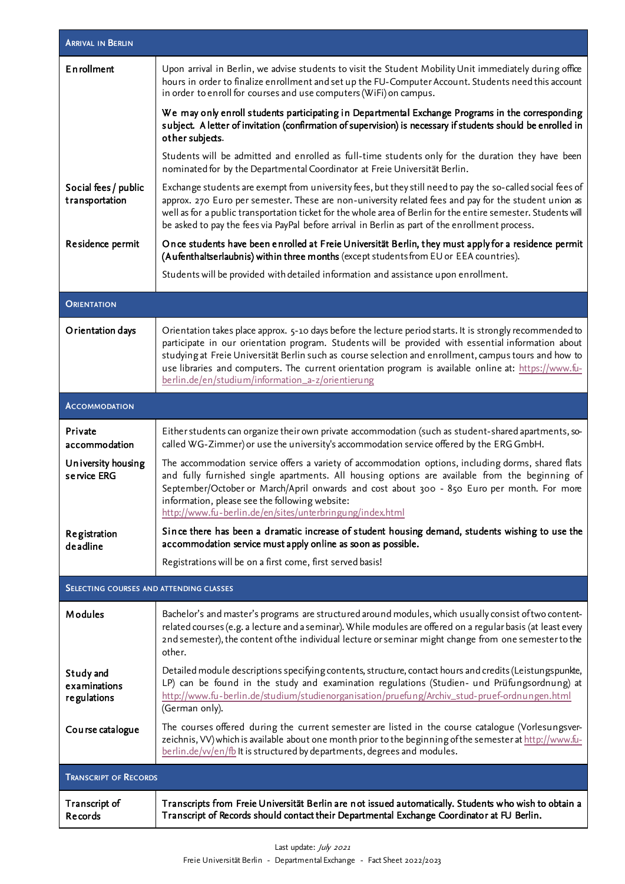| | |
|---|---|
| **ARRIVAL IN BERLIN** | |
| Enrollment | Upon arrival in Berlin, we advise students to visit the Student Mobility Unit immediately during office hours in order to finalize enrollment and set up the FU-Computer Account. Students need this account in order to enroll for courses and use computers (WiFi) on campus.<br><br>**We may only enroll students participating in Departmental Exchange Programs in the corresponding subject. A letter of invitation (confirmation of supervision) is necessary if students should be enrolled in other subjects.**<br><br>Students will be admitted and enrolled as full-time students only for the duration they have been nominated for by the Departmental Coordinator at Freie Universität Berlin. |
| Social fees / public transportation | Exchange students are exempt from university fees, but they still need to pay the so-called social fees of approx. 270 Euro per semester. These are non-university related fees and pay for the student union as well as for a public transportation ticket for the whole area of Berlin for the entire semester. Students will be asked to pay the fees via PayPal before arrival in Berlin as part of the enrollment process. |
| Residence permit | **Once students have been enrolled at Freie Universität Berlin, they must apply for a residence permit (Aufenthaltserlaubnis) within three months** (except students from EU or EEA countries).<br><br>Students will be provided with detailed information and assistance upon enrollment. |
| **ORIENTATION** | |
| Orientation days | Orientation takes place approx. 5-10 days before the lecture period starts. It is strongly recommended to participate in our orientation program. Students will be provided with essential information about studying at Freie Universität Berlin such as course selection and enrollment, campus tours and how to use libraries and computers. The current orientation program is available online at: https://www.fu-berlin.de/en/studium/information_a-z/orientierung |
| **ACCOMMODATION** | |
| Private accommodation | Either students can organize their own private accommodation (such as student-shared apartments, so-called WG-Zimmer) or use the university's accommodation service offered by the ERG GmbH. |
| University housing service ERG | The accommodation service offers a variety of accommodation options, including dorms, shared flats and fully furnished single apartments. All housing options are available from the beginning of September/October or March/April onwards and cost about 300 - 850 Euro per month. For more information, please see the following website:<br>http://www.fu-berlin.de/en/sites/unterbringung/index.html |
| Registration deadline | **Since there has been a dramatic increase of student housing demand, students wishing to use the accommodation service must apply online as soon as possible.**<br><br>Registrations will be on a first come, first served basis! |
| **SELECTING COURSES AND ATTENDING CLASSES** | |
| Modules | Bachelor's and master's programs are structured around modules, which usually consist of two content-related courses (e.g. a lecture and a seminar). While modules are offered on a regular basis (at least every 2nd semester), the content of the individual lecture or seminar might change from one semester to the other. |
| Study and examinations regulations | Detailed module descriptions specifying contents, structure, contact hours and credits (Leistungspunkte, LP) can be found in the study and examination regulations (Studien- und Prüfungsordnung) at http://www.fu-berlin.de/studium/studienorganisation/pruefung/Archiv_stud-pruef-ordnungen.html (German only). |
| Course catalogue | The courses offered during the current semester are listed in the course catalogue (Vorlesungsverzeichnis, VV) which is available about one month prior to the beginning of the semester at http://www.fu-berlin.de/vv/en/fb It is structured by departments, degrees and modules. |
| **TRANSCRIPT OF RECORDS** | |
| Transcript of Records | **Transcripts from Freie Universität Berlin are not issued automatically. Students who wish to obtain a Transcript of Records should contact their Departmental Exchange Coordinator at FU Berlin.** |

Last update: *July 2021*

Freie Universität Berlin - Departmental Exchange - Fact Sheet 2022/2023